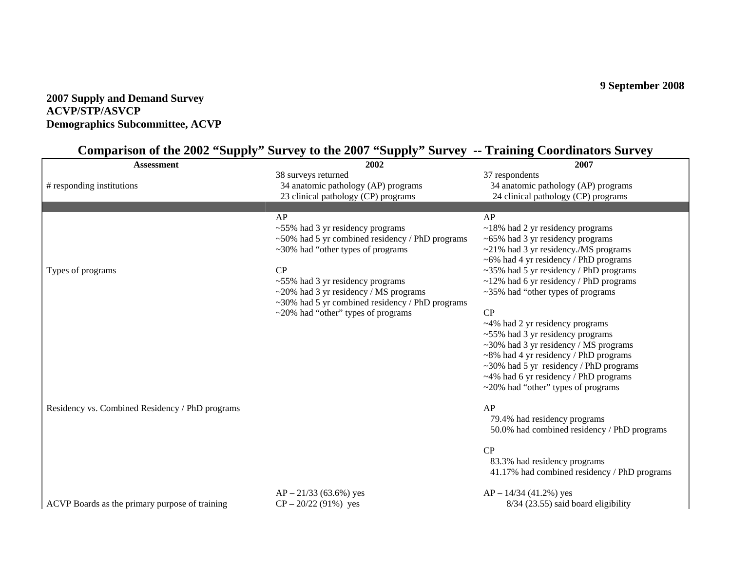9 September 2008

**2007 Supply and Demand Survey**
**ACVP/STP/ASVCP**
**Demographics Subcommittee, ACVP**

## Comparison of the 2002 "Supply" Survey to the 2007 "Supply" Survey -- Training Coordinators Survey

| Assessment | 2002 | 2007 |
|---|---|---|
| # responding institutions | 38 surveys returned<br>34 anatomic pathology (AP) programs<br>23 clinical pathology (CP) programs | 37 respondents<br>34 anatomic pathology (AP) programs<br>24 clinical pathology (CP) programs |
| | | |
| Types of programs | AP<br>~55% had 3 yr residency programs<br>~50% had 5 yr combined residency / PhD programs<br>~30% had "other types of programs<br><br>CP<br>~55% had 3 yr residency programs<br>~20% had 3 yr residency / MS programs<br>~30% had 5 yr combined residency / PhD programs<br>~20% had "other" types of programs | AP<br>~18% had 2 yr residency programs<br>~65% had 3 yr residency programs<br>~21% had 3 yr residency./MS programs<br>~6% had 4 yr residency / PhD programs<br>~35% had 5 yr residency / PhD programs<br>~12% had 6 yr residency / PhD programs<br>~35% had "other types of programs<br><br>CP<br>~4% had 2 yr residency programs<br>~55% had 3 yr residency programs<br>~30% had 3 yr residency / MS programs<br>~8% had 4 yr residency / PhD programs<br>~30% had 5 yr residency / PhD programs<br>~4% had 6 yr residency / PhD programs<br>~20% had "other" types of programs |
| Residency vs. Combined Residency / PhD programs | | AP<br>79.4% had residency programs<br>50.0% had combined residency / PhD programs<br><br>CP<br>83.3% had residency programs<br>41.17% had combined residency / PhD programs |
| ACVP Boards as the primary purpose of training | AP – 21/33 (63.6%) yes<br>CP – 20/22 (91%) yes | AP – 14/34 (41.2%) yes<br>8/34 (23.55) said board eligibility |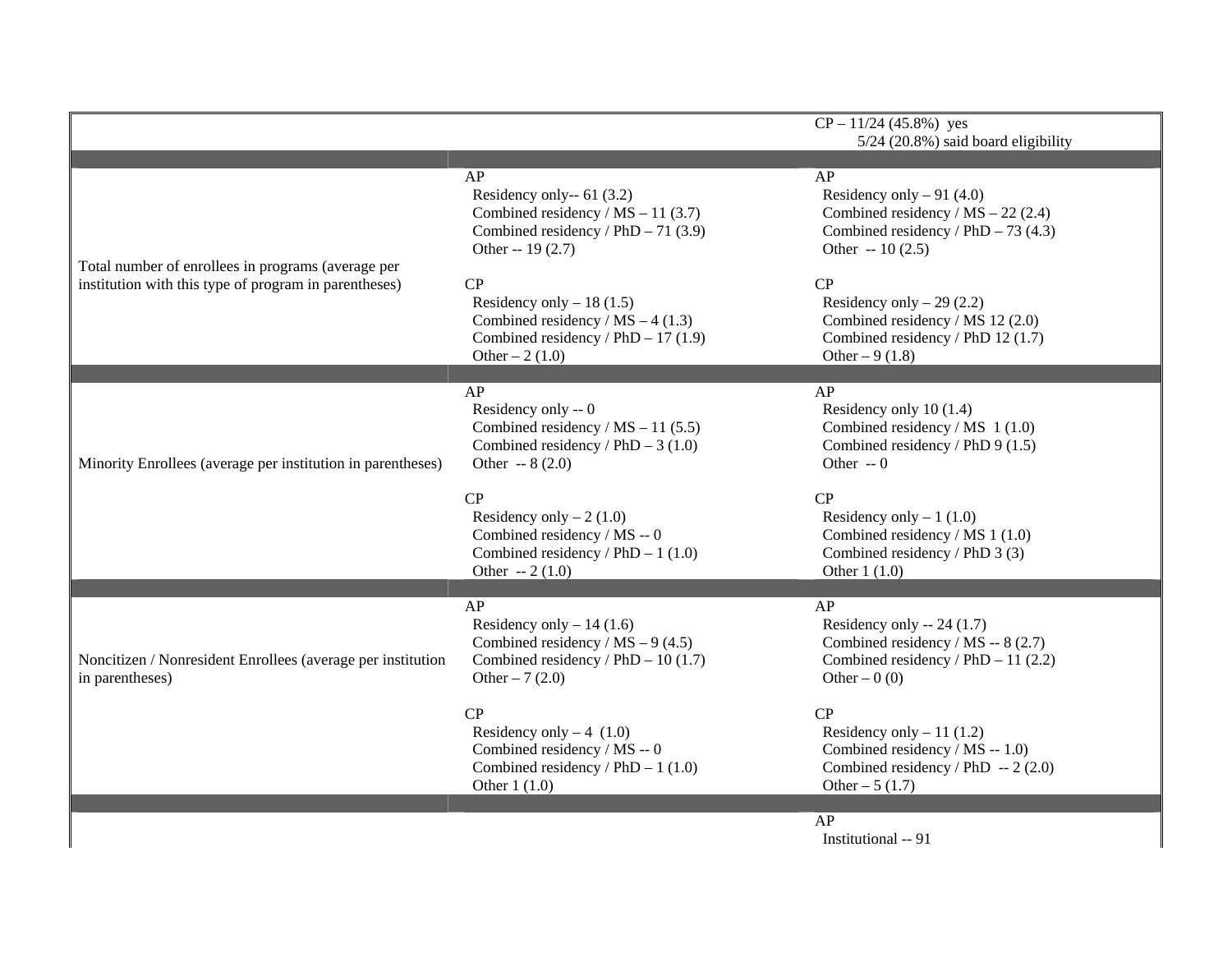| | | |
|---|---|---|
| | | CP – 11/24 (45.8%) yes<br>5/24 (20.8%) said board eligibility |
| Total number of enrollees in programs (average per institution with this type of program in parentheses) | AP<br>Residency only-- 61 (3.2)<br>Combined residency / MS – 11 (3.7)<br>Combined residency / PhD – 71 (3.9)<br>Other -- 19 (2.7)<br><br>CP<br>Residency only – 18 (1.5)<br>Combined residency / MS – 4 (1.3)<br>Combined residency / PhD – 17 (1.9)<br>Other – 2 (1.0) | AP<br>Residency only – 91 (4.0)<br>Combined residency / MS – 22 (2.4)<br>Combined residency / PhD – 73 (4.3)<br>Other -- 10 (2.5)<br><br>CP<br>Residency only – 29 (2.2)<br>Combined residency / MS 12 (2.0)<br>Combined residency / PhD 12 (1.7)<br>Other – 9 (1.8) |
| Minority Enrollees (average per institution in parentheses) | AP<br>Residency only -- 0<br>Combined residency / MS – 11 (5.5)<br>Combined residency / PhD – 3 (1.0)<br>Other -- 8 (2.0)<br><br>CP<br>Residency only – 2 (1.0)<br>Combined residency / MS -- 0<br>Combined residency / PhD – 1 (1.0)<br>Other -- 2 (1.0) | AP<br>Residency only 10 (1.4)<br>Combined residency / MS 1 (1.0)<br>Combined residency / PhD 9 (1.5)<br>Other -- 0<br><br>CP<br>Residency only – 1 (1.0)<br>Combined residency / MS 1 (1.0)<br>Combined residency / PhD 3 (3)<br>Other 1 (1.0) |
| Noncitizen / Nonresident Enrollees (average per institution in parentheses) | AP<br>Residency only – 14 (1.6)<br>Combined residency / MS – 9 (4.5)<br>Combined residency / PhD – 10 (1.7)<br>Other – 7 (2.0)<br><br>CP<br>Residency only – 4 (1.0)<br>Combined residency / MS -- 0<br>Combined residency / PhD – 1 (1.0)<br>Other 1 (1.0) | AP<br>Residency only -- 24 (1.7)<br>Combined residency / MS -- 8 (2.7)<br>Combined residency / PhD – 11 (2.2)<br>Other – 0 (0)<br><br>CP<br>Residency only – 11 (1.2)<br>Combined residency / MS -- 1.0)<br>Combined residency / PhD -- 2 (2.0)<br>Other – 5 (1.7) |
| | | AP<br>Institutional -- 91 |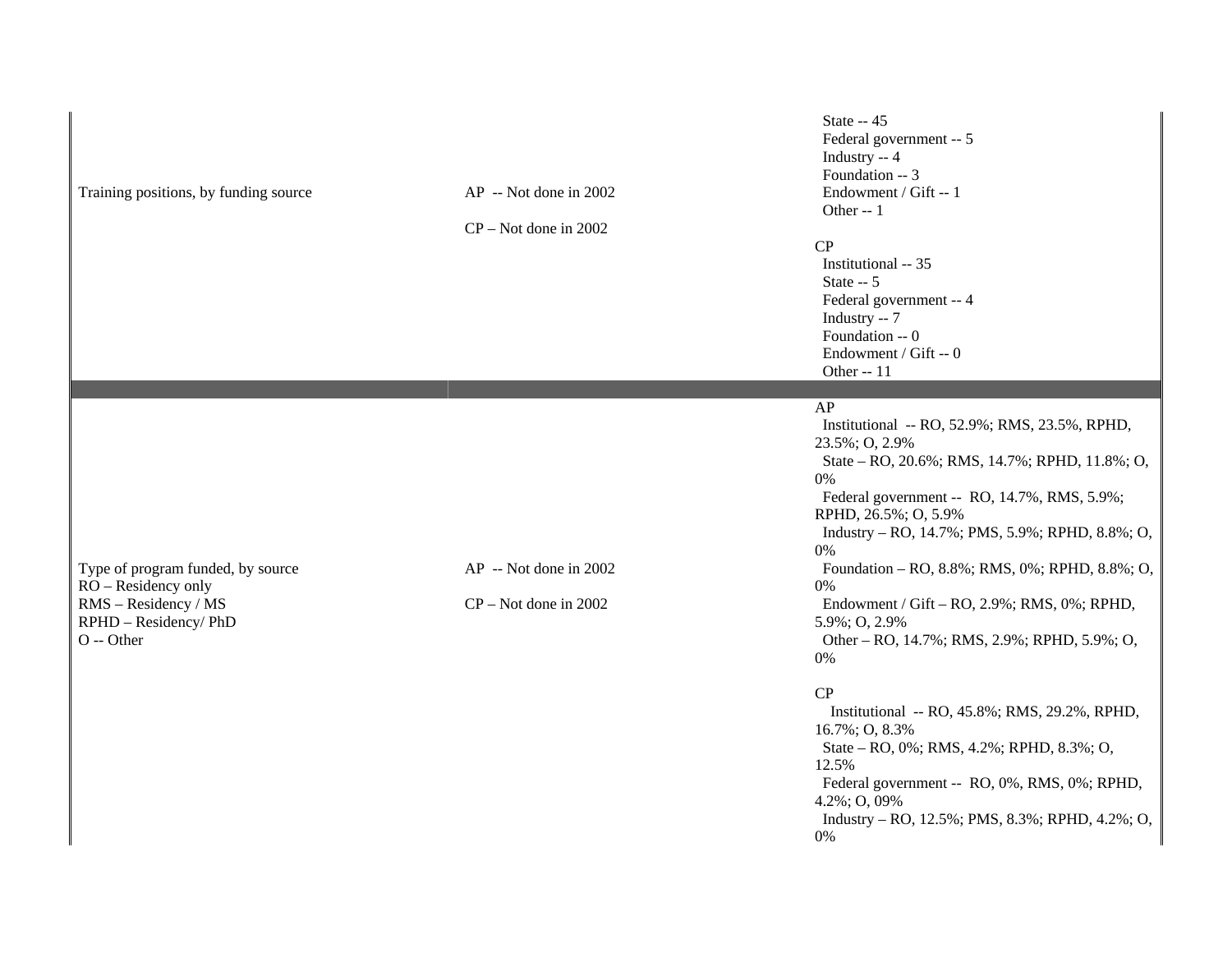| | | |
|---|---|---|
| Training positions, by funding source | AP -- Not done in 2002<br><br>CP – Not done in 2002 | State -- 45<br>Federal government -- 5<br>Industry -- 4<br>Foundation -- 3<br>Endowment / Gift -- 1<br>Other -- 1<br><br>CP<br>Institutional -- 35<br>State -- 5<br>Federal government -- 4<br>Industry -- 7<br>Foundation -- 0<br>Endowment / Gift -- 0<br>Other -- 11 |
| | | |
| Type of program funded, by source<br>RO – Residency only<br>RMS – Residency / MS<br>RPHD – Residency/ PhD<br>O -- Other | AP -- Not done in 2002<br><br>CP – Not done in 2002 | AP<br>Institutional -- RO, 52.9%; RMS, 23.5%, RPHD, 23.5%; O, 2.9%<br>State – RO, 20.6%; RMS, 14.7%; RPHD, 11.8%; O, 0%<br>Federal government -- RO, 14.7%, RMS, 5.9%; RPHD, 26.5%; O, 5.9%<br>Industry – RO, 14.7%; PMS, 5.9%; RPHD, 8.8%; O, 0%<br>Foundation – RO, 8.8%; RMS, 0%; RPHD, 8.8%; O, 0%<br>Endowment / Gift – RO, 2.9%; RMS, 0%; RPHD, 5.9%; O, 2.9%<br>Other – RO, 14.7%; RMS, 2.9%; RPHD, 5.9%; O, 0%<br><br>CP<br>Institutional -- RO, 45.8%; RMS, 29.2%, RPHD, 16.7%; O, 8.3%<br>State – RO, 0%; RMS, 4.2%; RPHD, 8.3%; O, 12.5%<br>Federal government -- RO, 0%, RMS, 0%; RPHD, 4.2%; O, 09%<br>Industry – RO, 12.5%; PMS, 8.3%; RPHD, 4.2%; O, 0% |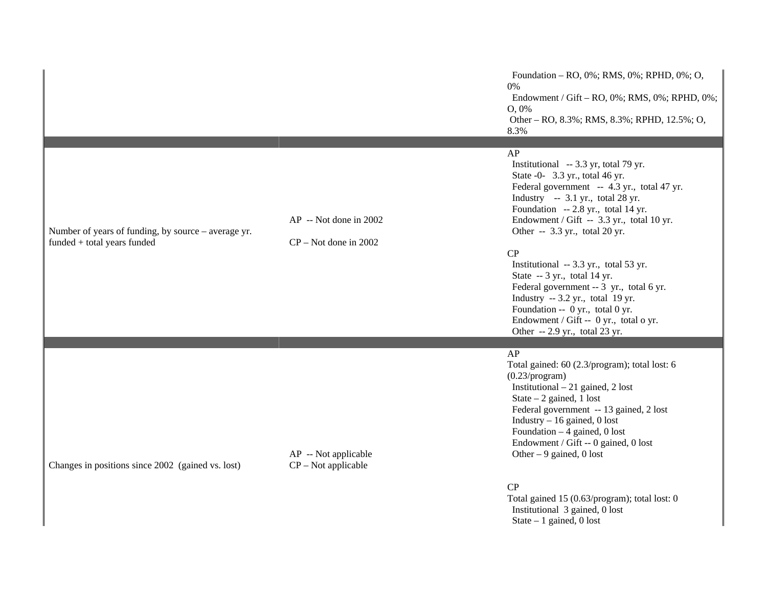| | | |
|---|---|---|
| | | Foundation – RO, 0%; RMS, 0%; RPHD, 0%; O, 0%<br>Endowment / Gift – RO, 0%; RMS, 0%; RPHD, 0%; O, 0%<br>Other – RO, 8.3%; RMS, 8.3%; RPHD, 12.5%; O, 8.3% |
| Number of years of funding, by source – average yr. funded + total years funded | AP -- Not done in 2002<br><br>CP – Not done in 2002 | AP<br>Institutional -- 3.3 yr, total 79 yr.<br>State -0- 3.3 yr., total 46 yr.<br>Federal government -- 4.3 yr., total 47 yr.<br>Industry -- 3.1 yr., total 28 yr.<br>Foundation -- 2.8 yr., total 14 yr.<br>Endowment / Gift -- 3.3 yr., total 10 yr.<br>Other -- 3.3 yr., total 20 yr.<br><br>CP<br>Institutional -- 3.3 yr., total 53 yr.<br>State -- 3 yr., total 14 yr.<br>Federal government -- 3 yr., total 6 yr.<br>Industry -- 3.2 yr., total 19 yr.<br>Foundation -- 0 yr., total 0 yr.<br>Endowment / Gift -- 0 yr., total o yr.<br>Other -- 2.9 yr., total 23 yr. |
| Changes in positions since 2002 (gained vs. lost) | AP -- Not applicable<br>CP – Not applicable | AP<br>Total gained: 60 (2.3/program); total lost: 6 (0.23/program)<br>Institutional – 21 gained, 2 lost<br>State – 2 gained, 1 lost<br>Federal government -- 13 gained, 2 lost<br>Industry – 16 gained, 0 lost<br>Foundation – 4 gained, 0 lost<br>Endowment / Gift -- 0 gained, 0 lost<br>Other – 9 gained, 0 lost<br><br>CP<br>Total gained 15 (0.63/program); total lost: 0<br>Institutional 3 gained, 0 lost<br>State – 1 gained, 0 lost |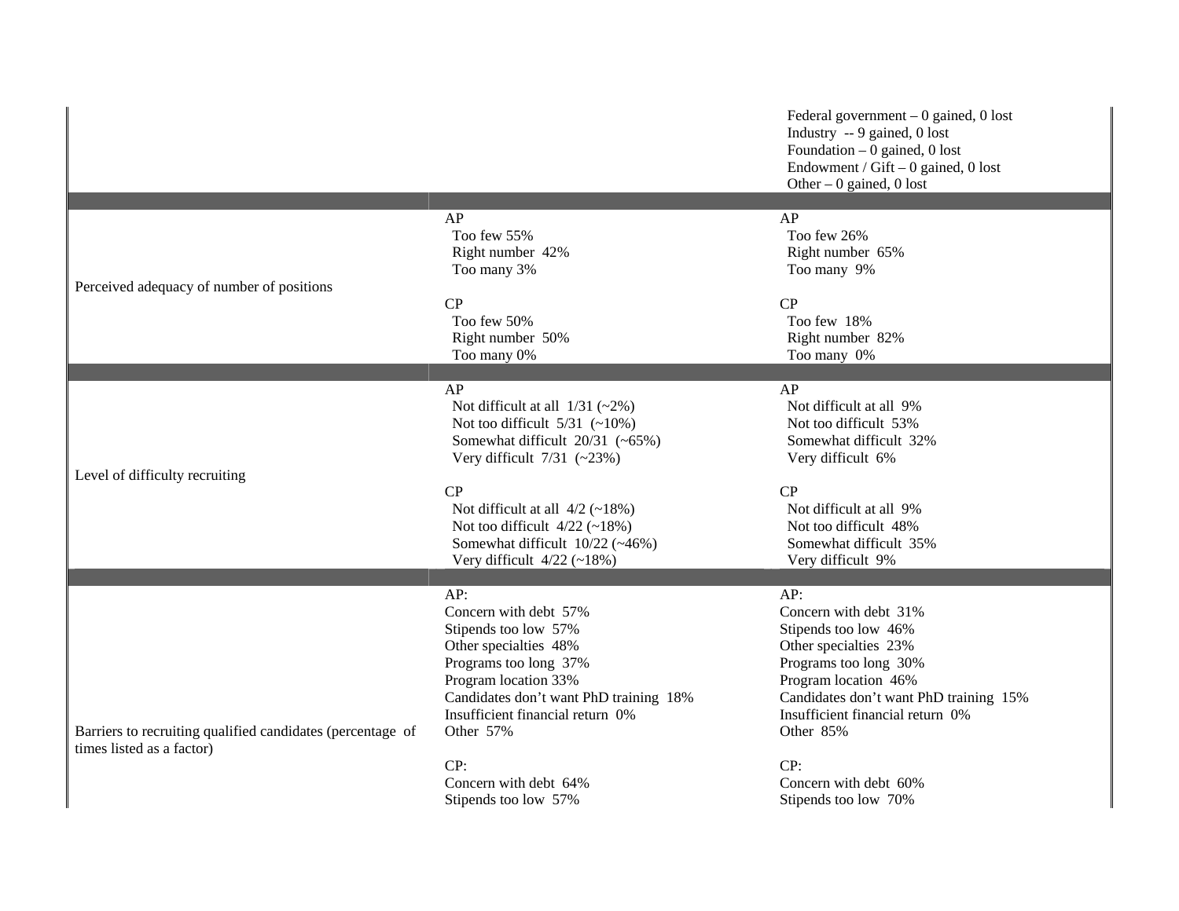| | | |
|---|---|---|
| | | Federal government – 0 gained, 0 lost<br>Industry -- 9 gained, 0 lost<br>Foundation – 0 gained, 0 lost<br>Endowment / Gift – 0 gained, 0 lost<br>Other – 0 gained, 0 lost |
| | | |
| Perceived adequacy of number of positions | AP<br>Too few 55%<br>Right number 42%<br>Too many 3%<br><br>CP<br>Too few 50%<br>Right number 50%<br>Too many 0% | AP<br>Too few 26%<br>Right number 65%<br>Too many 9%<br><br>CP<br>Too few 18%<br>Right number 82%<br>Too many 0% |
| | | |
| Level of difficulty recruiting | AP<br>Not difficult at all 1/31 (~2%)<br>Not too difficult 5/31 (~10%)<br>Somewhat difficult 20/31 (~65%)<br>Very difficult 7/31 (~23%)<br><br>CP<br>Not difficult at all 4/2 (~18%)<br>Not too difficult 4/22 (~18%)<br>Somewhat difficult 10/22 (~46%)<br>Very difficult 4/22 (~18%) | AP<br>Not difficult at all 9%<br>Not too difficult 53%<br>Somewhat difficult 32%<br>Very difficult 6%<br><br>CP<br>Not difficult at all 9%<br>Not too difficult 48%<br>Somewhat difficult 35%<br>Very difficult 9% |
| | | |
| Barriers to recruiting qualified candidates (percentage of times listed as a factor) | AP:<br>Concern with debt 57%<br>Stipends too low 57%<br>Other specialties 48%<br>Programs too long 37%<br>Program location 33%<br>Candidates don't want PhD training 18%<br>Insufficient financial return 0%<br>Other 57%<br><br>CP:<br>Concern with debt 64%<br>Stipends too low 57% | AP:<br>Concern with debt 31%<br>Stipends too low 46%<br>Other specialties 23%<br>Programs too long 30%<br>Program location 46%<br>Candidates don't want PhD training 15%<br>Insufficient financial return 0%<br>Other 85%<br><br>CP:<br>Concern with debt 60%<br>Stipends too low 70% |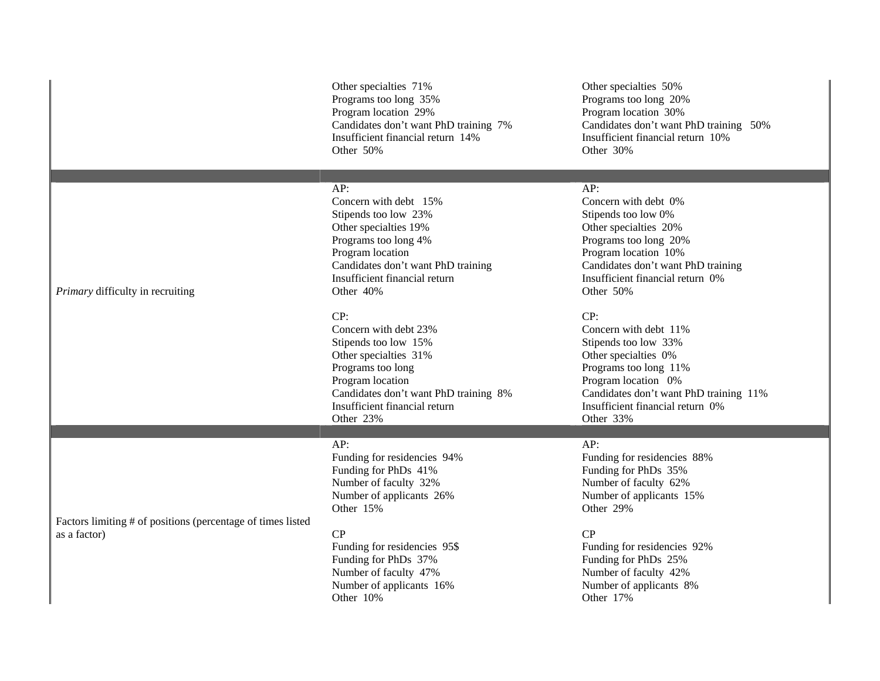| | | |
|---|---|---|
| | Other specialties 71%<br>Programs too long 35%<br>Program location 29%<br>Candidates don't want PhD training 7%<br>Insufficient financial return 14%<br>Other 50% | Other specialties 50%<br>Programs too long 20%<br>Program location 30%<br>Candidates don't want PhD training 50%<br>Insufficient financial return 10%<br>Other 30% |
| | | |
| *Primary* difficulty in recruiting | AP:<br>Concern with debt 15%<br>Stipends too low 23%<br>Other specialties 19%<br>Programs too long 4%<br>Program location<br>Candidates don't want PhD training<br>Insufficient financial return<br>Other 40%<br><br>CP:<br>Concern with debt 23%<br>Stipends too low 15%<br>Other specialties 31%<br>Programs too long<br>Program location<br>Candidates don't want PhD training 8%<br>Insufficient financial return<br>Other 23% | AP:<br>Concern with debt 0%<br>Stipends too low 0%<br>Other specialties 20%<br>Programs too long 20%<br>Program location 10%<br>Candidates don't want PhD training<br>Insufficient financial return 0%<br>Other 50%<br><br>CP:<br>Concern with debt 11%<br>Stipends too low 33%<br>Other specialties 0%<br>Programs too long 11%<br>Program location 0%<br>Candidates don't want PhD training 11%<br>Insufficient financial return 0%<br>Other 33% |
| | | |
| Factors limiting # of positions (percentage of times listed as a factor) | AP:<br>Funding for residencies 94%<br>Funding for PhDs 41%<br>Number of faculty 32%<br>Number of applicants 26%<br>Other 15%<br><br>CP<br>Funding for residencies 95$<br>Funding for PhDs 37%<br>Number of faculty 47%<br>Number of applicants 16%<br>Other 10% | AP:<br>Funding for residencies 88%<br>Funding for PhDs 35%<br>Number of faculty 62%<br>Number of applicants 15%<br>Other 29%<br><br>CP<br>Funding for residencies 92%<br>Funding for PhDs 25%<br>Number of faculty 42%<br>Number of applicants 8%<br>Other 17% |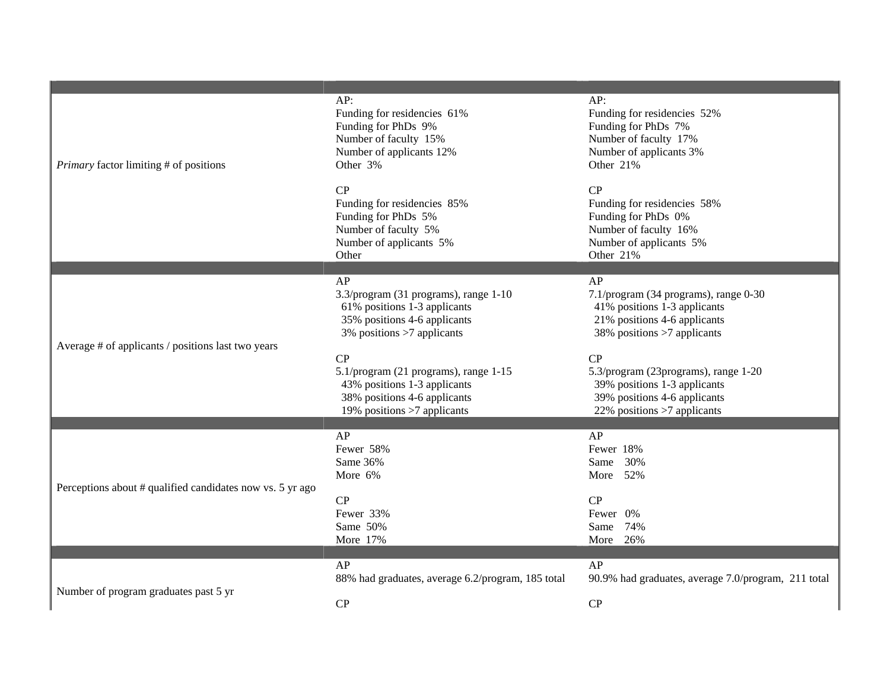| | | |
|---|---|---|
| *Primary* factor limiting # of positions | AP:<br>Funding for residencies 61%<br>Funding for PhDs 9%<br>Number of faculty 15%<br>Number of applicants 12%<br>Other 3%<br><br>CP<br>Funding for residencies 85%<br>Funding for PhDs 5%<br>Number of faculty 5%<br>Number of applicants 5%<br>Other | AP:<br>Funding for residencies 52%<br>Funding for PhDs 7%<br>Number of faculty 17%<br>Number of applicants 3%<br>Other 21%<br><br>CP<br>Funding for residencies 58%<br>Funding for PhDs 0%<br>Number of faculty 16%<br>Number of applicants 5%<br>Other 21% |
| Average # of applicants / positions last two years | AP<br>3.3/program (31 programs), range 1-10<br>61% positions 1-3 applicants<br>35% positions 4-6 applicants<br>3% positions >7 applicants<br><br>CP<br>5.1/program (21 programs), range 1-15<br>43% positions 1-3 applicants<br>38% positions 4-6 applicants<br>19% positions >7 applicants | AP<br>7.1/program (34 programs), range 0-30<br>41% positions 1-3 applicants<br>21% positions 4-6 applicants<br>38% positions >7 applicants<br><br>CP<br>5.3/program (23programs), range 1-20<br>39% positions 1-3 applicants<br>39% positions 4-6 applicants<br>22% positions >7 applicants |
| Perceptions about # qualified candidates now vs. 5 yr ago | AP<br>Fewer 58%<br>Same 36%<br>More 6%<br><br>CP<br>Fewer 33%<br>Same 50%<br>More 17% | AP<br>Fewer 18%<br>Same 30%<br>More 52%<br><br>CP<br>Fewer 0%<br>Same 74%<br>More 26% |
| Number of program graduates past 5 yr | AP<br>88% had graduates, average 6.2/program, 185 total<br><br>CP | AP<br>90.9% had graduates, average 7.0/program, 211 total<br><br>CP |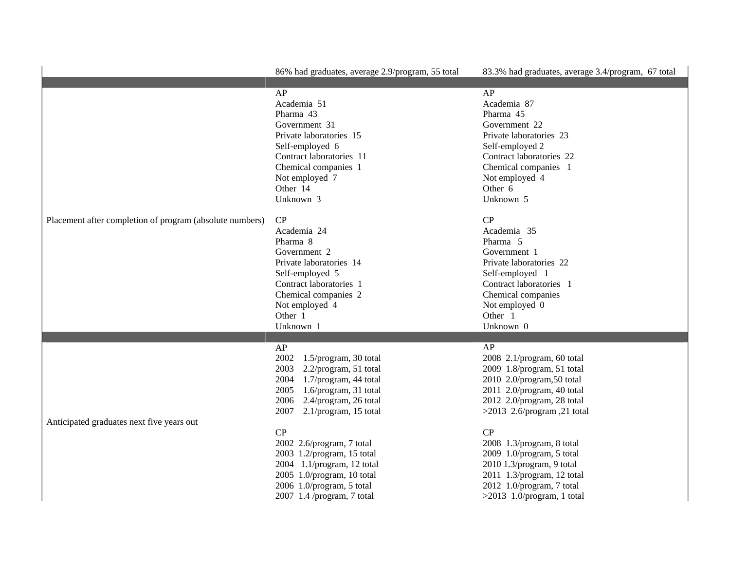| | | |
|---|---|---|
| | 86% had graduates, average 2.9/program, 55 total | 83.3% had graduates, average 3.4/program, 67 total |
| | | |
| Placement after completion of program (absolute numbers) | AP<br>Academia 51<br>Pharma 43<br>Government 31<br>Private laboratories 15<br>Self-employed 6<br>Contract laboratories 11<br>Chemical companies 1<br>Not employed 7<br>Other 14<br>Unknown 3<br><br>CP<br>Academia 24<br>Pharma 8<br>Government 2<br>Private laboratories 14<br>Self-employed 5<br>Contract laboratories 1<br>Chemical companies 2<br>Not employed 4<br>Other 1<br>Unknown 1 | AP<br>Academia 87<br>Pharma 45<br>Government 22<br>Private laboratories 23<br>Self-employed 2<br>Contract laboratories 22<br>Chemical companies 1<br>Not employed 4<br>Other 6<br>Unknown 5<br><br>CP<br>Academia 35<br>Pharma 5<br>Government 1<br>Private laboratories 22<br>Self-employed 1<br>Contract laboratories 1<br>Chemical companies<br>Not employed 0<br>Other 1<br>Unknown 0 |
| | | |
| Anticipated graduates next five years out | AP<br>2002 1.5/program, 30 total<br>2003 2.2/program, 51 total<br>2004 1.7/program, 44 total<br>2005 1.6/program, 31 total<br>2006 2.4/program, 26 total<br>2007 2.1/program, 15 total<br><br>CP<br>2002 2.6/program, 7 total<br>2003 1.2/program, 15 total<br>2004 1.1/program, 12 total<br>2005 1.0/program, 10 total<br>2006 1.0/program, 5 total<br>2007 1.4 /program, 7 total | AP<br>2008 2.1/program, 60 total<br>2009 1.8/program, 51 total<br>2010 2.0/program,50 total<br>2011 2.0/program, 40 total<br>2012 2.0/program, 28 total<br>>2013 2.6/program ,21 total<br><br>CP<br>2008 1.3/program, 8 total<br>2009 1.0/program, 5 total<br>2010 1.3/program, 9 total<br>2011 1.3/program, 12 total<br>2012 1.0/program, 7 total<br>>2013 1.0/program, 1 total |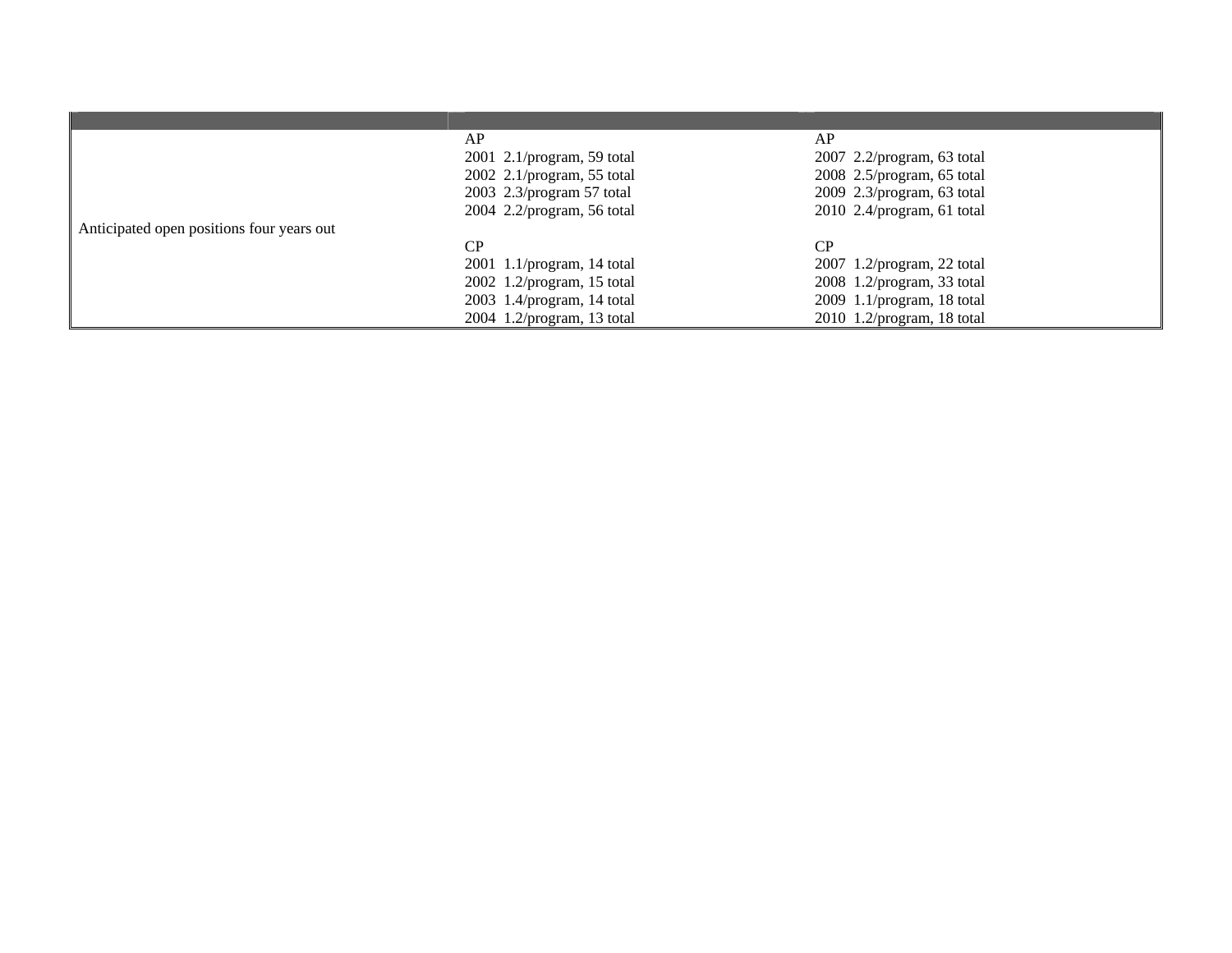| | | |
|---|---|---|
| Anticipated open positions four years out | AP<br>2001 2.1/program, 59 total<br>2002 2.1/program, 55 total<br>2003 2.3/program 57 total<br>2004 2.2/program, 56 total<br><br>CP<br>2001 1.1/program, 14 total<br>2002 1.2/program, 15 total<br>2003 1.4/program, 14 total<br>2004 1.2/program, 13 total | AP<br>2007 2.2/program, 63 total<br>2008 2.5/program, 65 total<br>2009 2.3/program, 63 total<br>2010 2.4/program, 61 total<br><br>CP<br>2007 1.2/program, 22 total<br>2008 1.2/program, 33 total<br>2009 1.1/program, 18 total<br>2010 1.2/program, 18 total |